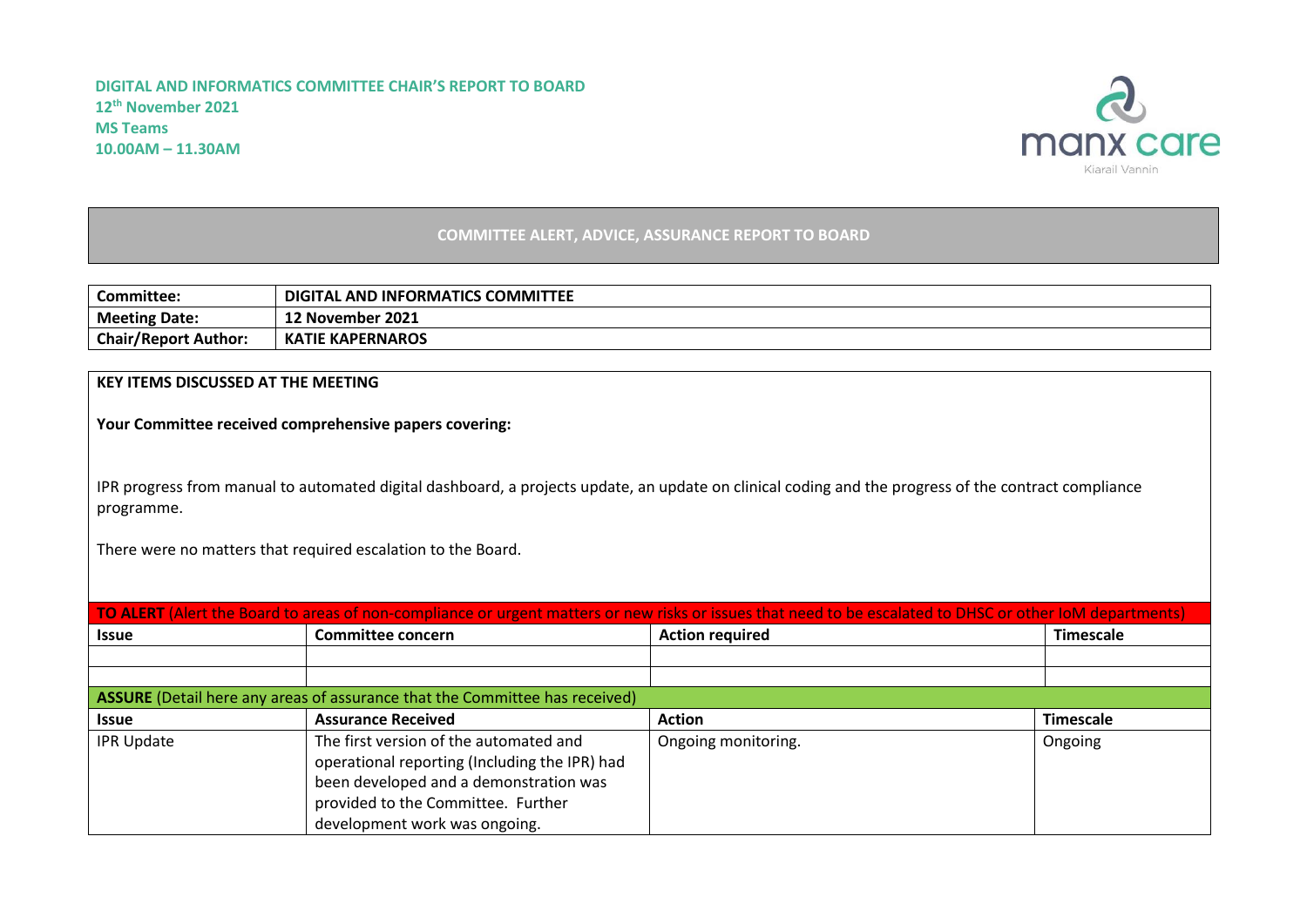**DIGITAL AND INFORMATICS COMMITTEE CHAIR'S REPORT TO BOARD**
**12th November 2021**
**MS Teams**
**10.00AM – 11.30AM**

## COMMITTEE ALERT, ADVICE, ASSURANCE REPORT TO BOARD

| **Committee:** | **DIGITAL AND INFORMATICS COMMITTEE** |
|---|---|
| **Meeting Date:** | **12 November 2021** |
| **Chair/Report Author:** | **KATIE KAPERNAROS** |

**KEY ITEMS DISCUSSED AT THE MEETING**

**Your Committee received comprehensive papers covering:**

IPR progress from manual to automated digital dashboard, a projects update, an update on clinical coding and the progress of the contract compliance programme.

There were no matters that required escalation to the Board.

| **TO ALERT** (Alert the Board to areas of non-compliance or urgent matters or new risks or issues that need to be escalated to DHSC or other IoM departments) | | | |
|---|---|---|---|
| **Issue** | **Committee concern** | **Action required** | **Timescale** |
| | | | |
| | | | |

| **ASSURE** (Detail here any areas of assurance that the Committee has received) | | | |
|---|---|---|---|
| **Issue** | **Assurance Received** | **Action** | **Timescale** |
| IPR Update | The first version of the automated and operational reporting (Including the IPR) had been developed and a demonstration was provided to the Committee. Further development work was ongoing. | Ongoing monitoring. | Ongoing |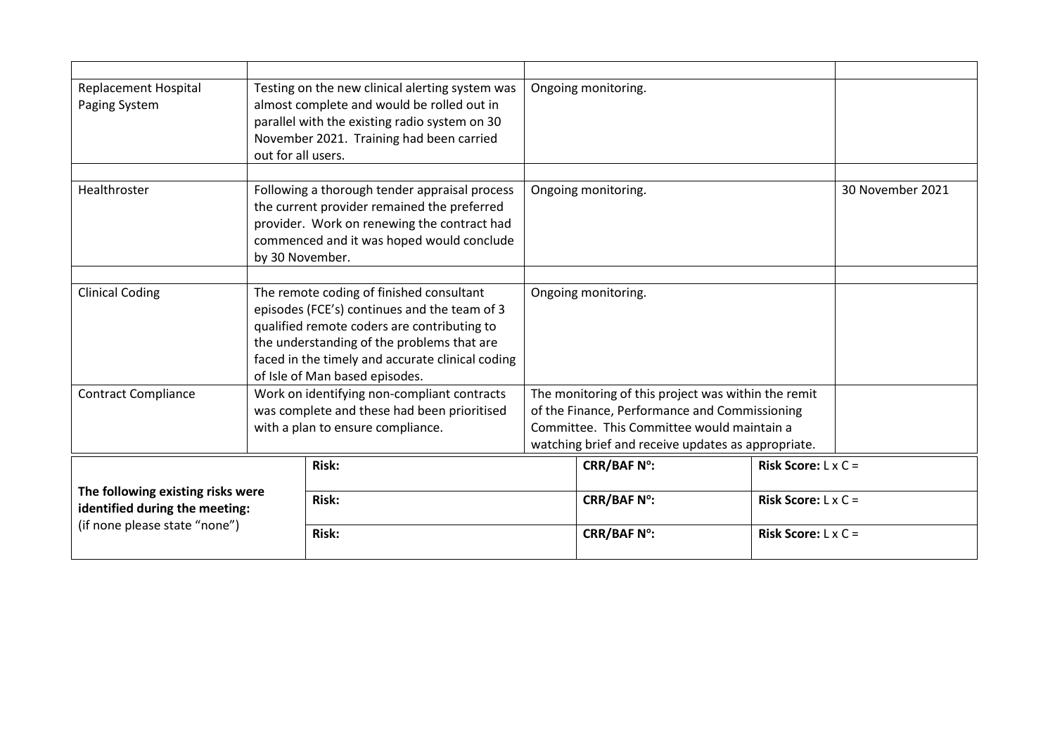| | | | |
|---|---|---|---|
| | | | |
| Replacement Hospital Paging System | Testing on the new clinical alerting system was almost complete and would be rolled out in parallel with the existing radio system on 30 November 2021. Training had been carried out for all users. | Ongoing monitoring. | |
| | | | |
| Healthroster | Following a thorough tender appraisal process the current provider remained the preferred provider. Work on renewing the contract had commenced and it was hoped would conclude by 30 November. | Ongoing monitoring. | 30 November 2021 |
| | | | |
| Clinical Coding | The remote coding of finished consultant episodes (FCE's) continues and the team of 3 qualified remote coders are contributing to the understanding of the problems that are faced in the timely and accurate clinical coding of Isle of Man based episodes. | Ongoing monitoring. | |
| Contract Compliance | Work on identifying non-compliant contracts was complete and these had been prioritised with a plan to ensure compliance. | The monitoring of this project was within the remit of the Finance, Performance and Commissioning Committee. This Committee would maintain a watching brief and receive updates as appropriate. | |

| | | | |
|---|---|---|---|
| **The following existing risks were identified during the meeting:** (if none please state "none") | **Risk:** | **CRR/BAF Nº:** | **Risk Score:** L x C = |
| | **Risk:** | **CRR/BAF Nº:** | **Risk Score:** L x C = |
| | **Risk:** | **CRR/BAF Nº:** | **Risk Score:** L x C = |